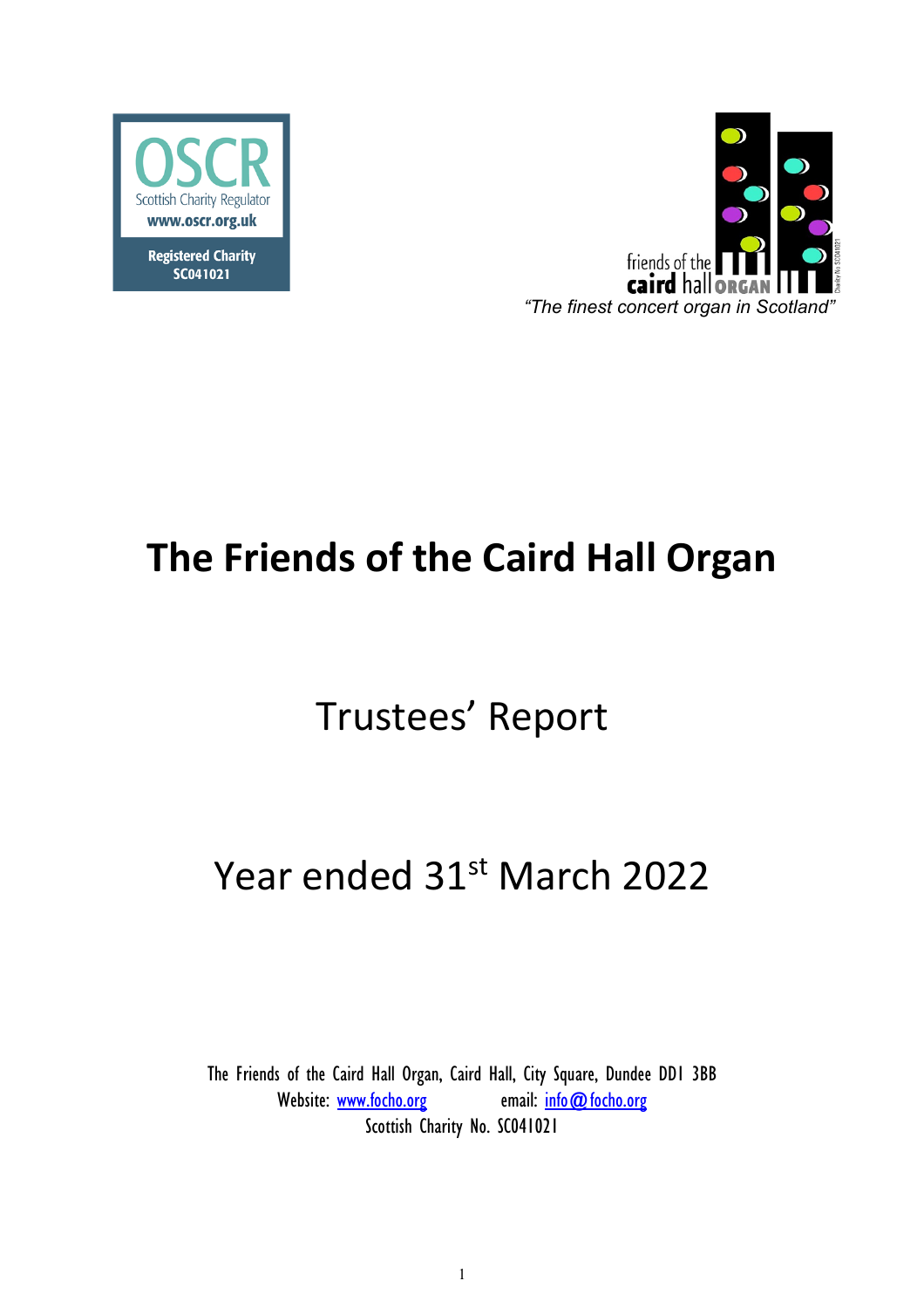OSCR
Scottish Charity Regulator
www.oscr.org.uk
Registered Charity
SC041021

friends of the caird hall ORGAN

*"The finest concert organ in Scotland"*

# The Friends of the Caird Hall Organ

## Trustees' Report

## Year ended 31st March 2022

The Friends of the Caird Hall Organ, Caird Hall, City Square, Dundee DD1 3BB
Website: www.focho.org email: info@focho.org
Scottish Charity No. SC041021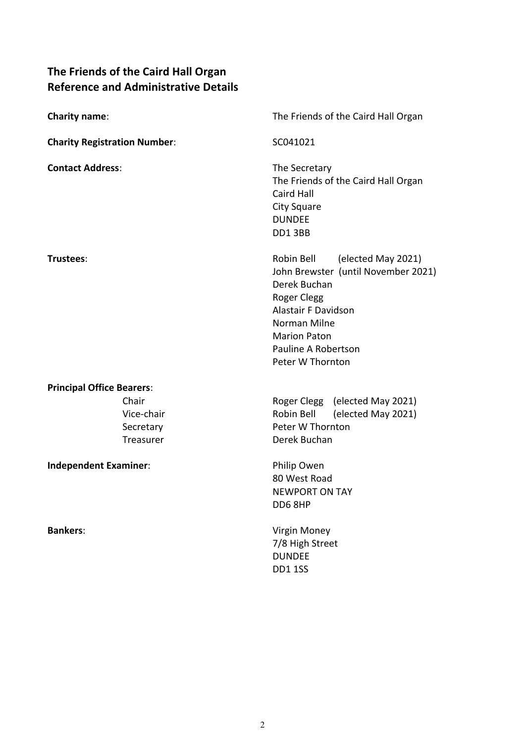# The Friends of the Caird Hall Organ
# Reference and Administrative Details

**Charity name**: The Friends of the Caird Hall Organ

**Charity Registration Number**: SC041021

**Contact Address**:
The Secretary
The Friends of the Caird Hall Organ
Caird Hall
City Square
DUNDEE
DD1 3BB

**Trustees**:
Robin Bell (elected May 2021)
John Brewster (until November 2021)
Derek Buchan
Roger Clegg
Alastair F Davidson
Norman Milne
Marion Paton
Pauline A Robertson
Peter W Thornton

**Principal Office Bearers**:

| | |
|---|---|
| Chair | Roger Clegg (elected May 2021) |
| Vice-chair | Robin Bell (elected May 2021) |
| Secretary | Peter W Thornton |
| Treasurer | Derek Buchan |

**Independent Examiner**:
Philip Owen
80 West Road
NEWPORT ON TAY
DD6 8HP

**Bankers**:
Virgin Money
7/8 High Street
DUNDEE
DD1 1SS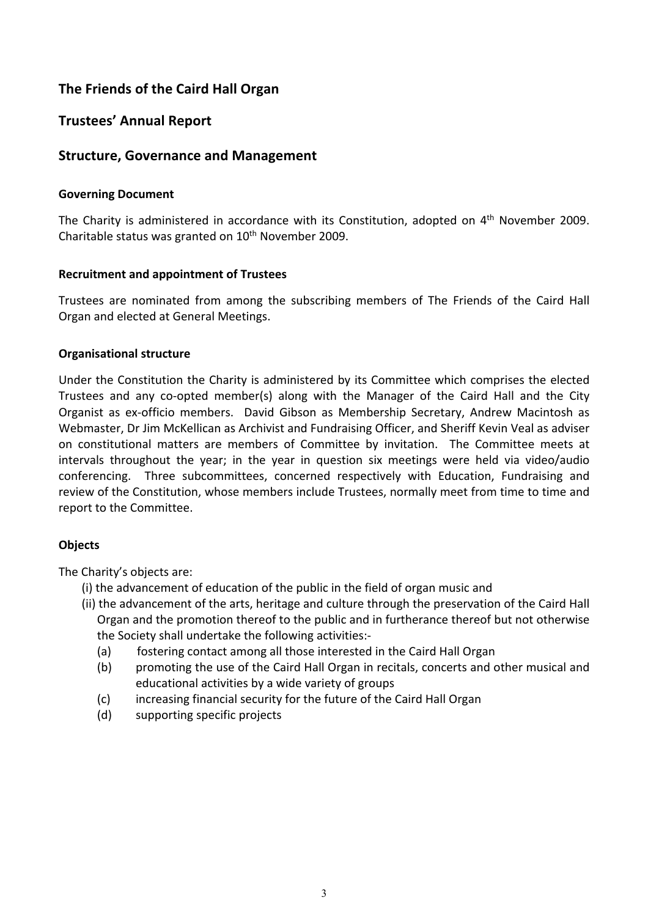## The Friends of the Caird Hall Organ

## Trustees' Annual Report

## Structure, Governance and Management

### Governing Document

The Charity is administered in accordance with its Constitution, adopted on 4th November 2009. Charitable status was granted on 10th November 2009.

### Recruitment and appointment of Trustees

Trustees are nominated from among the subscribing members of The Friends of the Caird Hall Organ and elected at General Meetings.

### Organisational structure

Under the Constitution the Charity is administered by its Committee which comprises the elected Trustees and any co-opted member(s) along with the Manager of the Caird Hall and the City Organist as ex-officio members. David Gibson as Membership Secretary, Andrew Macintosh as Webmaster, Dr Jim McKellican as Archivist and Fundraising Officer, and Sheriff Kevin Veal as adviser on constitutional matters are members of Committee by invitation. The Committee meets at intervals throughout the year; in the year in question six meetings were held via video/audio conferencing. Three subcommittees, concerned respectively with Education, Fundraising and review of the Constitution, whose members include Trustees, normally meet from time to time and report to the Committee.

### Objects

The Charity's objects are:

(i) the advancement of education of the public in the field of organ music and

(ii) the advancement of the arts, heritage and culture through the preservation of the Caird Hall Organ and the promotion thereof to the public and in furtherance thereof but not otherwise the Society shall undertake the following activities:-

- (a) fostering contact among all those interested in the Caird Hall Organ
- (b) promoting the use of the Caird Hall Organ in recitals, concerts and other musical and educational activities by a wide variety of groups
- (c) increasing financial security for the future of the Caird Hall Organ
- (d) supporting specific projects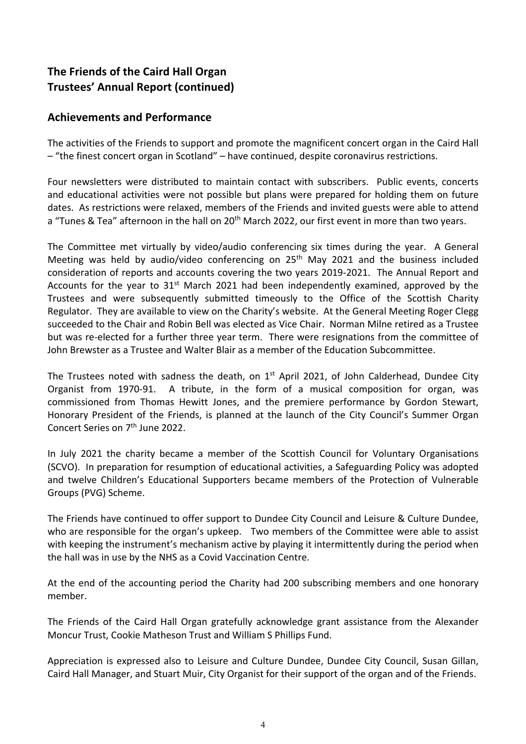## The Friends of the Caird Hall Organ
## Trustees' Annual Report (continued)

### Achievements and Performance

The activities of the Friends to support and promote the magnificent concert organ in the Caird Hall – "the finest concert organ in Scotland" – have continued, despite coronavirus restrictions.

Four newsletters were distributed to maintain contact with subscribers. Public events, concerts and educational activities were not possible but plans were prepared for holding them on future dates. As restrictions were relaxed, members of the Friends and invited guests were able to attend a "Tunes & Tea" afternoon in the hall on 20th March 2022, our first event in more than two years.

The Committee met virtually by video/audio conferencing six times during the year. A General Meeting was held by audio/video conferencing on 25th May 2021 and the business included consideration of reports and accounts covering the two years 2019-2021. The Annual Report and Accounts for the year to 31st March 2021 had been independently examined, approved by the Trustees and were subsequently submitted timeously to the Office of the Scottish Charity Regulator. They are available to view on the Charity's website. At the General Meeting Roger Clegg succeeded to the Chair and Robin Bell was elected as Vice Chair. Norman Milne retired as a Trustee but was re-elected for a further three year term. There were resignations from the committee of John Brewster as a Trustee and Walter Blair as a member of the Education Subcommittee.

The Trustees noted with sadness the death, on 1st April 2021, of John Calderhead, Dundee City Organist from 1970-91. A tribute, in the form of a musical composition for organ, was commissioned from Thomas Hewitt Jones, and the premiere performance by Gordon Stewart, Honorary President of the Friends, is planned at the launch of the City Council's Summer Organ Concert Series on 7th June 2022.

In July 2021 the charity became a member of the Scottish Council for Voluntary Organisations (SCVO). In preparation for resumption of educational activities, a Safeguarding Policy was adopted and twelve Children's Educational Supporters became members of the Protection of Vulnerable Groups (PVG) Scheme.

The Friends have continued to offer support to Dundee City Council and Leisure & Culture Dundee, who are responsible for the organ's upkeep. Two members of the Committee were able to assist with keeping the instrument's mechanism active by playing it intermittently during the period when the hall was in use by the NHS as a Covid Vaccination Centre.

At the end of the accounting period the Charity had 200 subscribing members and one honorary member.

The Friends of the Caird Hall Organ gratefully acknowledge grant assistance from the Alexander Moncur Trust, Cookie Matheson Trust and William S Phillips Fund.

Appreciation is expressed also to Leisure and Culture Dundee, Dundee City Council, Susan Gillan, Caird Hall Manager, and Stuart Muir, City Organist for their support of the organ and of the Friends.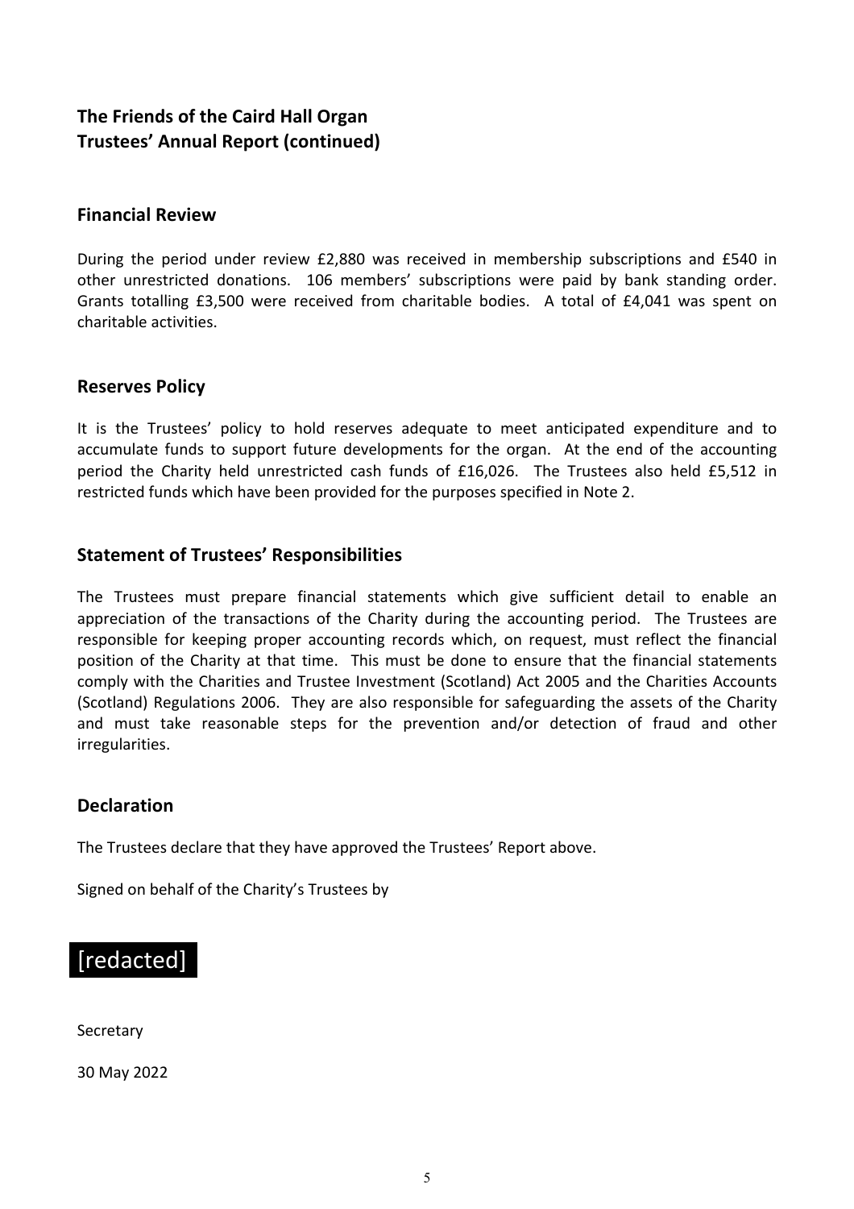**The Friends of the Caird Hall Organ**
**Trustees' Annual Report (continued)**

## Financial Review

During the period under review £2,880 was received in membership subscriptions and £540 in other unrestricted donations. 106 members' subscriptions were paid by bank standing order. Grants totalling £3,500 were received from charitable bodies. A total of £4,041 was spent on charitable activities.

## Reserves Policy

It is the Trustees' policy to hold reserves adequate to meet anticipated expenditure and to accumulate funds to support future developments for the organ. At the end of the accounting period the Charity held unrestricted cash funds of £16,026. The Trustees also held £5,512 in restricted funds which have been provided for the purposes specified in Note 2.

## Statement of Trustees' Responsibilities

The Trustees must prepare financial statements which give sufficient detail to enable an appreciation of the transactions of the Charity during the accounting period. The Trustees are responsible for keeping proper accounting records which, on request, must reflect the financial position of the Charity at that time. This must be done to ensure that the financial statements comply with the Charities and Trustee Investment (Scotland) Act 2005 and the Charities Accounts (Scotland) Regulations 2006. They are also responsible for safeguarding the assets of the Charity and must take reasonable steps for the prevention and/or detection of fraud and other irregularities.

## Declaration

The Trustees declare that they have approved the Trustees' Report above.

Signed on behalf of the Charity's Trustees by

[redacted]

Secretary

30 May 2022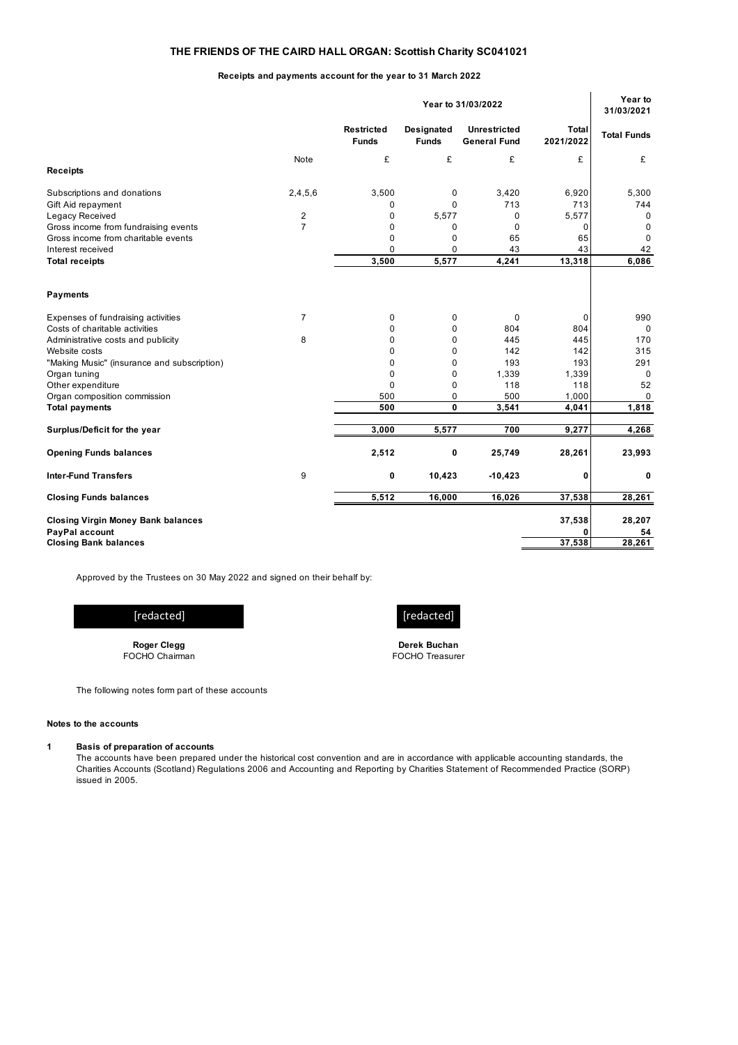# THE FRIENDS OF THE CAIRD HALL ORGAN: Scottish Charity SC041021

## Receipts and payments account for the year to 31 March 2022

| | | Year to 31/03/2022 | | | | Year to 31/03/2021 |
|---|---|---|---|---|---|---|
| | | **Restricted Funds** | **Designated Funds** | **Unrestricted General Fund** | **Total 2021/2022** | **Total Funds** |
| | Note | £ | £ | £ | £ | £ |
| **Receipts** | | | | | | |
| Subscriptions and donations | 2,4,5,6 | 3,500 | 0 | 3,420 | 6,920 | 5,300 |
| Gift Aid repayment | | 0 | 0 | 713 | 713 | 744 |
| Legacy Received | 2 | 0 | 5,577 | 0 | 5,577 | 0 |
| Gross income from fundraising events | 7 | 0 | 0 | 0 | 0 | 0 |
| Gross income from charitable events | | 0 | 0 | 65 | 65 | 0 |
| Interest received | | 0 | 0 | 43 | 43 | 42 |
| **Total receipts** | | **3,500** | **5,577** | **4,241** | **13,318** | **6,086** |
| **Payments** | | | | | | |
| Expenses of fundraising activities | 7 | 0 | 0 | 0 | 0 | 990 |
| Costs of charitable activities | | 0 | 0 | 804 | 804 | 0 |
| Administrative costs and publicity | 8 | 0 | 0 | 445 | 445 | 170 |
| Website costs | | 0 | 0 | 142 | 142 | 315 |
| "Making Music" (insurance and subscription) | | 0 | 0 | 193 | 193 | 291 |
| Organ tuning | | 0 | 0 | 1,339 | 1,339 | 0 |
| Other expenditure | | 0 | 0 | 118 | 118 | 52 |
| Organ composition commission | | 500 | 0 | 500 | 1,000 | 0 |
| **Total payments** | | **500** | **0** | **3,541** | **4,041** | **1,818** |
| **Surplus/Deficit for the year** | | **3,000** | **5,577** | **700** | **9,277** | **4,268** |
| **Opening Funds balances** | | **2,512** | **0** | **25,749** | **28,261** | **23,993** |
| **Inter-Fund Transfers** | 9 | **0** | **10,423** | **-10,423** | **0** | **0** |
| **Closing Funds balances** | | **5,512** | **16,000** | **16,026** | **37,538** | **28,261** |
| **Closing Virgin Money Bank balances** | | | | | **37,538** | **28,207** |
| **PayPal account** | | | | | **0** | **54** |
| **Closing Bank balances** | | | | | **37,538** | **28,261** |

Approved by the Trustees on 30 May 2022 and signed on their behalf by:

[redacted] [redacted]

**Roger Clegg**
FOCHO Chairman

**Derek Buchan**
FOCHO Treasurer

The following notes form part of these accounts

**Notes to the accounts**

**1 Basis of preparation of accounts**

The accounts have been prepared under the historical cost convention and are in accordance with applicable accounting standards, the Charities Accounts (Scotland) Regulations 2006 and Accounting and Reporting by Charities Statement of Recommended Practice (SORP) issued in 2005.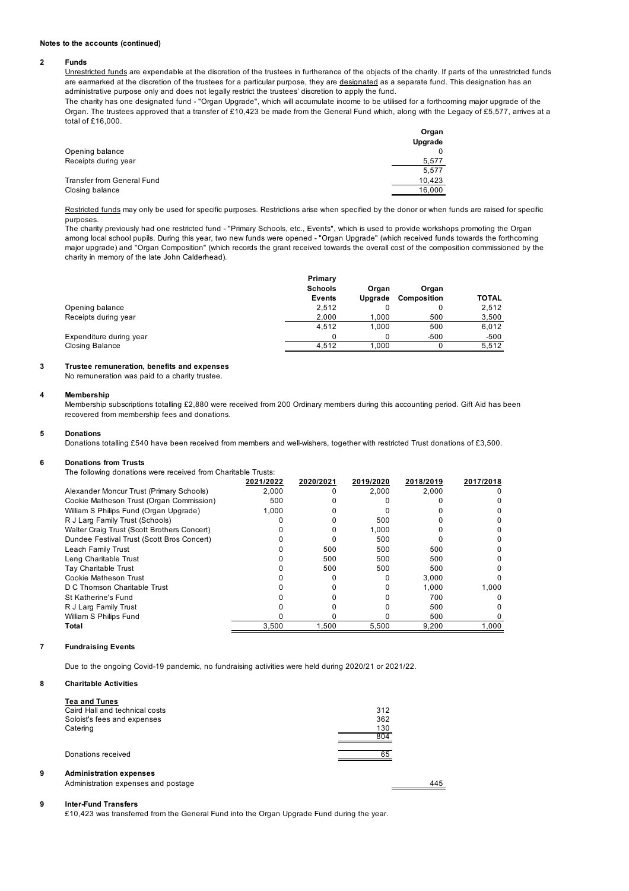**Notes to the accounts (continued)**

**2 Funds**

Unrestricted funds are expendable at the discretion of the trustees in furtherance of the objects of the charity. If parts of the unrestricted funds are earmarked at the discretion of the trustees for a particular purpose, they are designated as a separate fund. This designation has an administrative purpose only and does not legally restrict the trustees' discretion to apply the fund.

The charity has one designated fund - "Organ Upgrade", which will accumulate income to be utilised for a forthcoming major upgrade of the Organ. The trustees approved that a transfer of £10,423 be made from the General Fund which, along with the Legacy of £5,577, arrives at a total of £16,000.

| | Organ Upgrade |
|---|---|
| Opening balance | 0 |
| Receipts during year | 5,577 |
| | 5,577 |
| Transfer from General Fund | 10,423 |
| Closing balance | 16,000 |

Restricted funds may only be used for specific purposes. Restrictions arise when specified by the donor or when funds are raised for specific purposes.

The charity previously had one restricted fund - "Primary Schools, etc., Events", which is used to provide workshops promoting the Organ among local school pupils. During this year, two new funds were opened - "Organ Upgrade" (which received funds towards the forthcoming major upgrade) and "Organ Composition" (which records the grant received towards the overall cost of the composition commissioned by the charity in memory of the late John Calderhead).

| | Primary Schools Events | Organ Upgrade | Organ Composition | TOTAL |
|---|---|---|---|---|
| Opening balance | 2,512 | 0 | 0 | 2,512 |
| Receipts during year | 2,000 | 1,000 | 500 | 3,500 |
| | 4,512 | 1,000 | 500 | 6,012 |
| Expenditure during year | 0 | 0 | -500 | -500 |
| Closing Balance | 4,512 | 1,000 | 0 | 5,512 |

**3 Trustee remuneration, benefits and expenses**

No remuneration was paid to a charity trustee.

**4 Membership**

Membership subscriptions totalling £2,880 were received from 200 Ordinary members during this accounting period. Gift Aid has been recovered from membership fees and donations.

**5 Donations**

Donations totalling £540 have been received from members and well-wishers, together with restricted Trust donations of £3,500.

**6 Donations from Trusts**

The following donations were received from Charitable Trusts:

| | 2021/2022 | 2020/2021 | 2019/2020 | 2018/2019 | 2017/2018 |
|---|---|---|---|---|---|
| Alexander Moncur Trust (Primary Schools) | 2,000 | 0 | 2,000 | 2,000 | 0 |
| Cookie Matheson Trust (Organ Commission) | 500 | 0 | 0 | 0 | 0 |
| William S Philips Fund (Organ Upgrade) | 1,000 | 0 | 0 | 0 | 0 |
| R J Larg Family Trust (Schools) | 0 | 0 | 500 | 0 | 0 |
| Walter Craig Trust (Scott Brothers Concert) | 0 | 0 | 1,000 | 0 | 0 |
| Dundee Festival Trust (Scott Bros Concert) | 0 | 0 | 500 | 0 | 0 |
| Leach Family Trust | 0 | 500 | 500 | 500 | 0 |
| Leng Charitable Trust | 0 | 500 | 500 | 500 | 0 |
| Tay Charitable Trust | 0 | 500 | 500 | 500 | 0 |
| Cookie Matheson Trust | 0 | 0 | 0 | 3,000 | 0 |
| D C Thomson Charitable Trust | 0 | 0 | 0 | 1,000 | 1,000 |
| St Katherine's Fund | 0 | 0 | 0 | 700 | 0 |
| R J Larg Family Trust | 0 | 0 | 0 | 500 | 0 |
| William S Philips Fund | 0 | 0 | 0 | 500 | 0 |
| **Total** | 3,500 | 1,500 | 5,500 | 9,200 | 1,000 |

**7 Fundraising Events**

Due to the ongoing Covid-19 pandemic, no fundraising activities were held during 2020/21 or 2021/22.

**8 Charitable Activities**

| **Tea and Tunes** | |
|---|---|
| Caird Hall and technical costs | 312 |
| Soloist's fees and expenses | 362 |
| Catering | 130 |
| | 804 |
| Donations received | 65 |

**9 Administration expenses**

| | |
|---|---|
| Administration expenses and postage | 445 |

**9 Inter-Fund Transfers**

£10,423 was transferred from the General Fund into the Organ Upgrade Fund during the year.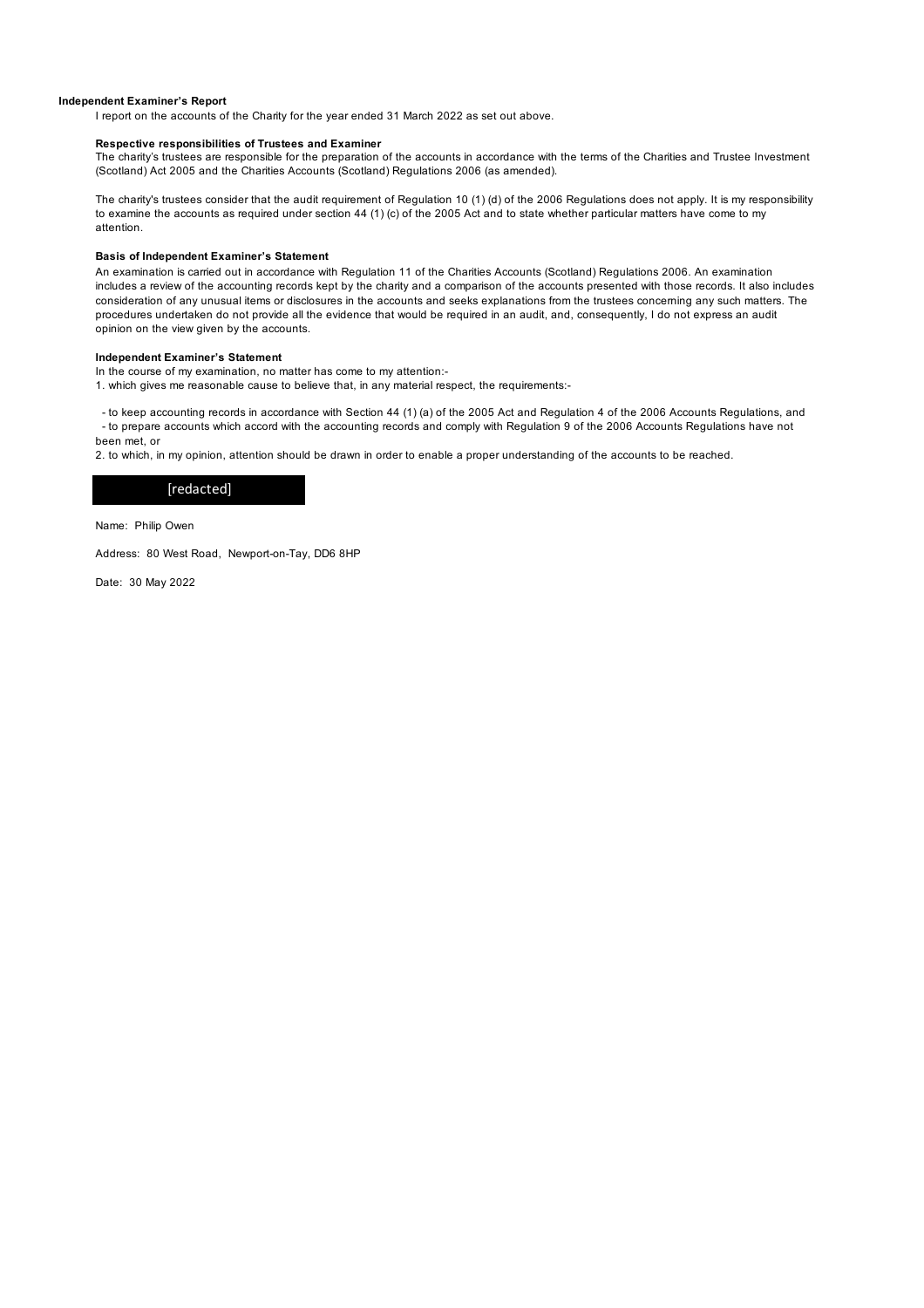**Independent Examiner's Report**

I report on the accounts of the Charity for the year ended 31 March 2022 as set out above.

**Respective responsibilities of Trustees and Examiner**

The charity's trustees are responsible for the preparation of the accounts in accordance with the terms of the Charities and Trustee Investment (Scotland) Act 2005 and the Charities Accounts (Scotland) Regulations 2006 (as amended).

The charity's trustees consider that the audit requirement of Regulation 10 (1) (d) of the 2006 Regulations does not apply. It is my responsibility to examine the accounts as required under section 44 (1) (c) of the 2005 Act and to state whether particular matters have come to my attention.

**Basis of Independent Examiner's Statement**

An examination is carried out in accordance with Regulation 11 of the Charities Accounts (Scotland) Regulations 2006. An examination includes a review of the accounting records kept by the charity and a comparison of the accounts presented with those records. It also includes consideration of any unusual items or disclosures in the accounts and seeks explanations from the trustees concerning any such matters. The procedures undertaken do not provide all the evidence that would be required in an audit, and, consequently, I do not express an audit opinion on the view given by the accounts.

**Independent Examiner's Statement**

In the course of my examination, no matter has come to my attention:-

1. which gives me reasonable cause to believe that, in any material respect, the requirements:-

- to keep accounting records in accordance with Section 44 (1) (a) of the 2005 Act and Regulation 4 of the 2006 Accounts Regulations, and
- to prepare accounts which accord with the accounting records and comply with Regulation 9 of the 2006 Accounts Regulations have not been met, or

2. to which, in my opinion, attention should be drawn in order to enable a proper understanding of the accounts to be reached.

[redacted]

Name: Philip Owen

Address: 80 West Road, Newport-on-Tay, DD6 8HP

Date: 30 May 2022